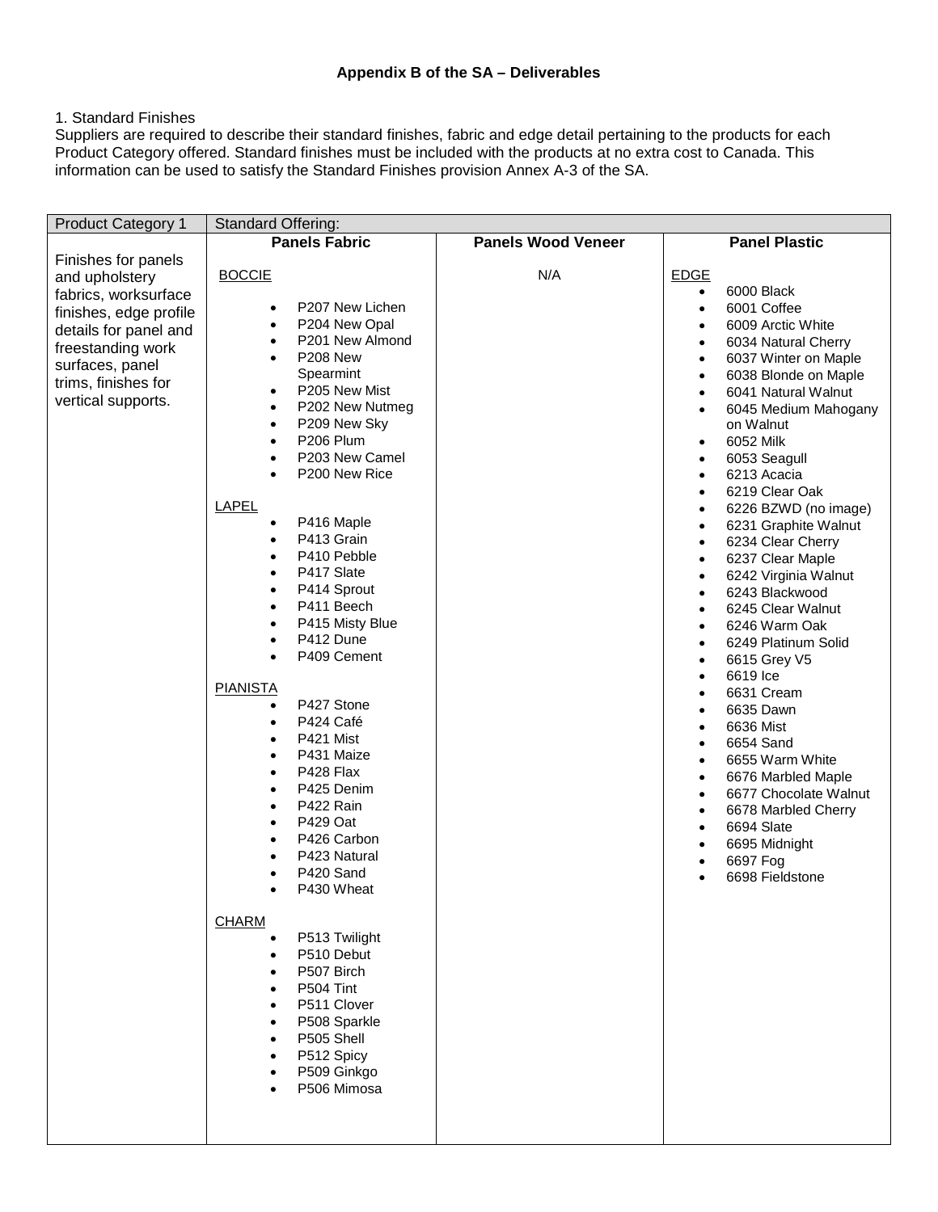**Appendix B of the SA – Deliverables**

1. Standard Finishes
Suppliers are required to describe their standard finishes, fabric and edge detail pertaining to the products for each Product Category offered. Standard finishes must be included with the products at no extra cost to Canada. This information can be used to satisfy the Standard Finishes provision Annex A-3 of the SA.

| Product Category 1 | Standard Offering: | | |
|---|---|---|---|
| | **Panels Fabric** | **Panels Wood Veneer** | **Panel Plastic** |
| Finishes for panels and upholstery fabrics, worksurface finishes, edge profile details for panel and freestanding work surfaces, panel trims, finishes for vertical supports. | BOCCIE<br>• P207 New Lichen<br>• P204 New Opal<br>• P201 New Almond<br>• P208 New Spearmint<br>• P205 New Mist<br>• P202 New Nutmeg<br>• P209 New Sky<br>• P206 Plum<br>• P203 New Camel<br>• P200 New Rice<br><br>LAPEL<br>• P416 Maple<br>• P413 Grain<br>• P410 Pebble<br>• P417 Slate<br>• P414 Sprout<br>• P411 Beech<br>• P415 Misty Blue<br>• P412 Dune<br>• P409 Cement<br><br>PIANISTA<br>• P427 Stone<br>• P424 Café<br>• P421 Mist<br>• P431 Maize<br>• P428 Flax<br>• P425 Denim<br>• P422 Rain<br>• P429 Oat<br>• P426 Carbon<br>• P423 Natural<br>• P420 Sand<br>• P430 Wheat<br><br>CHARM<br>• P513 Twilight<br>• P510 Debut<br>• P507 Birch<br>• P504 Tint<br>• P511 Clover<br>• P508 Sparkle<br>• P505 Shell<br>• P512 Spicy<br>• P509 Ginkgo<br>• P506 Mimosa | N/A | EDGE<br>• 6000 Black<br>• 6001 Coffee<br>• 6009 Arctic White<br>• 6034 Natural Cherry<br>• 6037 Winter on Maple<br>• 6038 Blonde on Maple<br>• 6041 Natural Walnut<br>• 6045 Medium Mahogany on Walnut<br>• 6052 Milk<br>• 6053 Seagull<br>• 6213 Acacia<br>• 6219 Clear Oak<br>• 6226 BZWD (no image)<br>• 6231 Graphite Walnut<br>• 6234 Clear Cherry<br>• 6237 Clear Maple<br>• 6242 Virginia Walnut<br>• 6243 Blackwood<br>• 6245 Clear Walnut<br>• 6246 Warm Oak<br>• 6249 Platinum Solid<br>• 6615 Grey V5<br>• 6619 Ice<br>• 6631 Cream<br>• 6635 Dawn<br>• 6636 Mist<br>• 6654 Sand<br>• 6655 Warm White<br>• 6676 Marbled Maple<br>• 6677 Chocolate Walnut<br>• 6678 Marbled Cherry<br>• 6694 Slate<br>• 6695 Midnight<br>• 6697 Fog<br>• 6698 Fieldstone |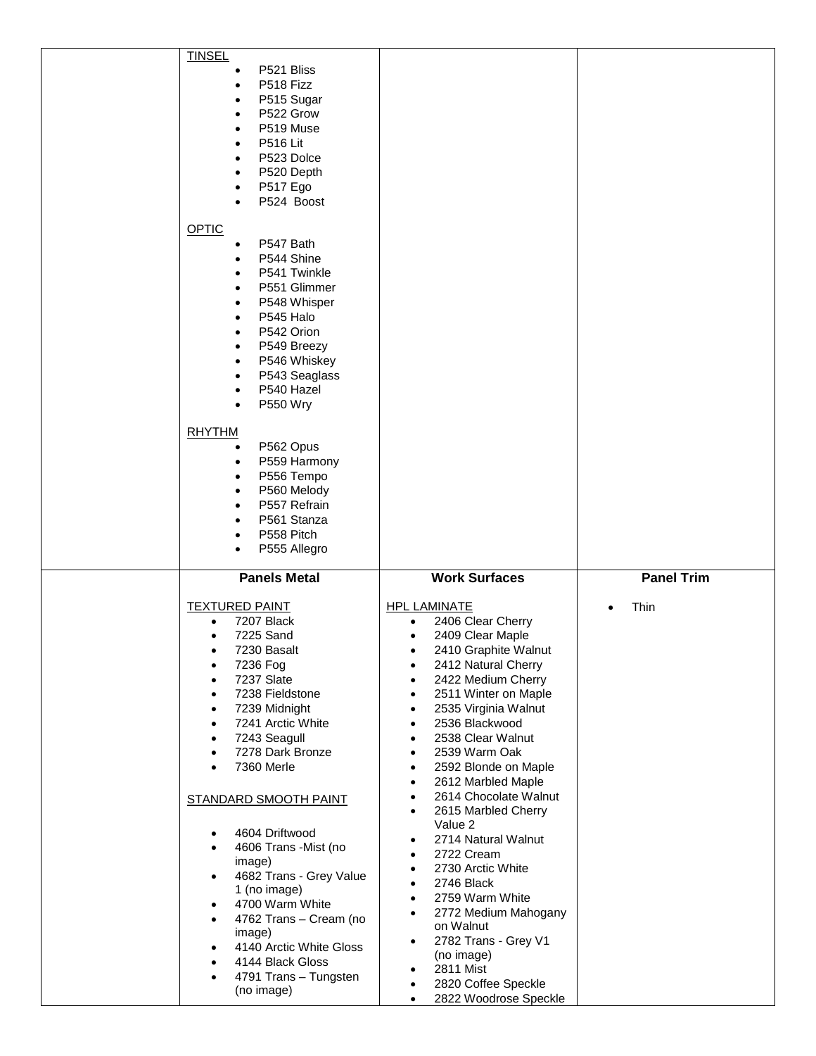| | | | |
|---|---|---|---|
| | TINSEL<br>• P521 Bliss<br>• P518 Fizz<br>• P515 Sugar<br>• P522 Grow<br>• P519 Muse<br>• P516 Lit<br>• P523 Dolce<br>• P520 Depth<br>• P517 Ego<br>• P524 Boost<br><br>OPTIC<br>• P547 Bath<br>• P544 Shine<br>• P541 Twinkle<br>• P551 Glimmer<br>• P548 Whisper<br>• P545 Halo<br>• P542 Orion<br>• P549 Breezy<br>• P546 Whiskey<br>• P543 Seaglass<br>• P540 Hazel<br>• P550 Wry<br><br>RHYTHM<br>• P562 Opus<br>• P559 Harmony<br>• P556 Tempo<br>• P560 Melody<br>• P557 Refrain<br>• P561 Stanza<br>• P558 Pitch<br>• P555 Allegro | | |
| | **Panels Metal** | **Work Surfaces** | **Panel Trim** |
| | TEXTURED PAINT<br>• 7207 Black<br>• 7225 Sand<br>• 7230 Basalt<br>• 7236 Fog<br>• 7237 Slate<br>• 7238 Fieldstone<br>• 7239 Midnight<br>• 7241 Arctic White<br>• 7243 Seagull<br>• 7278 Dark Bronze<br>• 7360 Merle<br><br>STANDARD SMOOTH PAINT<br><br>• 4604 Driftwood<br>• 4606 Trans -Mist (no image)<br>• 4682 Trans - Grey Value 1 (no image)<br>• 4700 Warm White<br>• 4762 Trans – Cream (no image)<br>• 4140 Arctic White Gloss<br>• 4144 Black Gloss<br>• 4791 Trans – Tungsten (no image) | HPL LAMINATE<br>• 2406 Clear Cherry<br>• 2409 Clear Maple<br>• 2410 Graphite Walnut<br>• 2412 Natural Cherry<br>• 2422 Medium Cherry<br>• 2511 Winter on Maple<br>• 2535 Virginia Walnut<br>• 2536 Blackwood<br>• 2538 Clear Walnut<br>• 2539 Warm Oak<br>• 2592 Blonde on Maple<br>• 2612 Marbled Maple<br>• 2614 Chocolate Walnut<br>• 2615 Marbled Cherry Value 2<br>• 2714 Natural Walnut<br>• 2722 Cream<br>• 2730 Arctic White<br>• 2746 Black<br>• 2759 Warm White<br>• 2772 Medium Mahogany on Walnut<br>• 2782 Trans - Grey V1 (no image)<br>• 2811 Mist<br>• 2820 Coffee Speckle<br>• 2822 Woodrose Speckle | • Thin |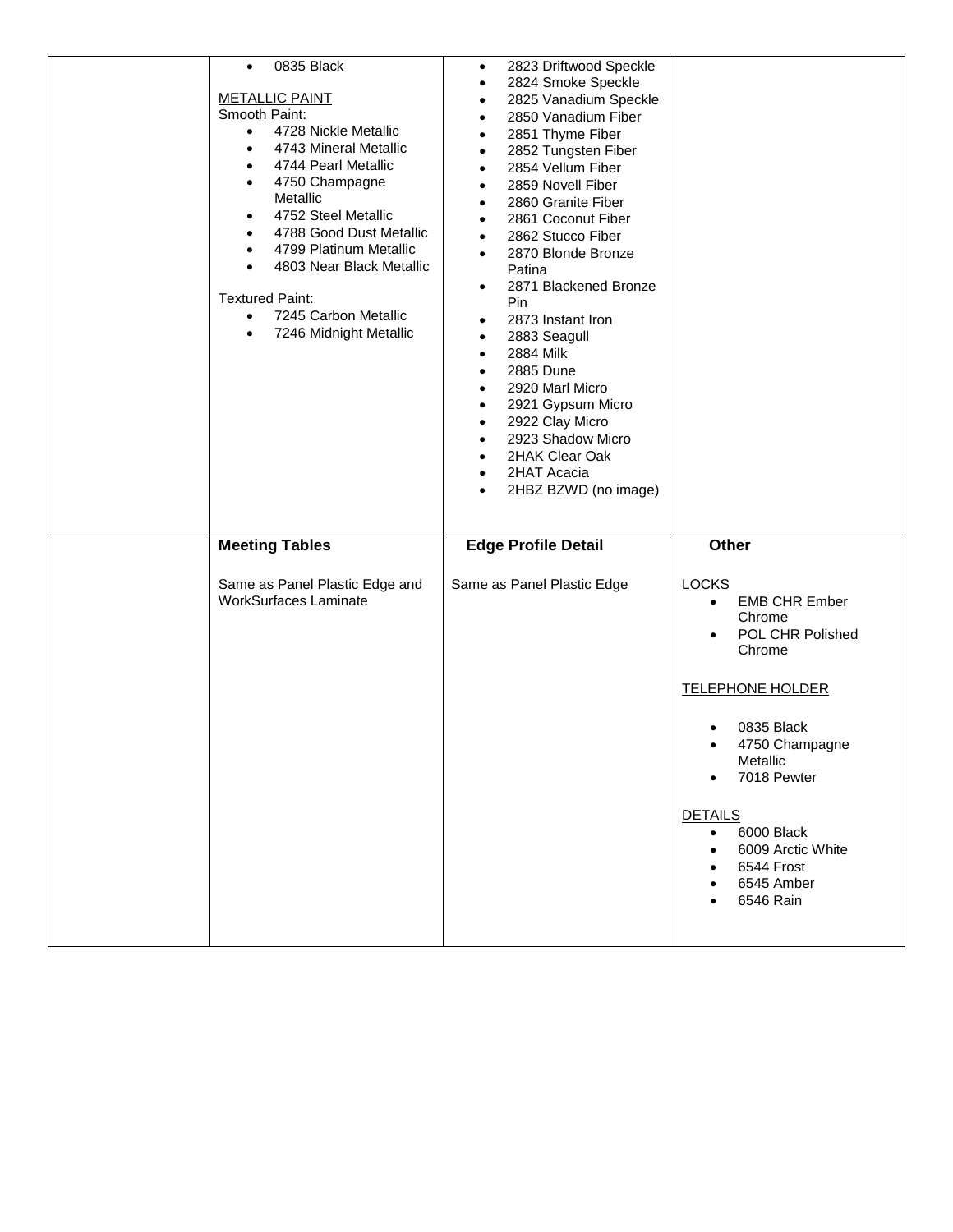| | | | |
|---|---|---|---|
| | • 0835 Black<br><br>METALLIC PAINT<br>Smooth Paint:<br>• 4728 Nickle Metallic<br>• 4743 Mineral Metallic<br>• 4744 Pearl Metallic<br>• 4750 Champagne Metallic<br>• 4752 Steel Metallic<br>• 4788 Good Dust Metallic<br>• 4799 Platinum Metallic<br>• 4803 Near Black Metallic<br><br>Textured Paint:<br>• 7245 Carbon Metallic<br>• 7246 Midnight Metallic | • 2823 Driftwood Speckle<br>• 2824 Smoke Speckle<br>• 2825 Vanadium Speckle<br>• 2850 Vanadium Fiber<br>• 2851 Thyme Fiber<br>• 2852 Tungsten Fiber<br>• 2854 Vellum Fiber<br>• 2859 Novell Fiber<br>• 2860 Granite Fiber<br>• 2861 Coconut Fiber<br>• 2862 Stucco Fiber<br>• 2870 Blonde Bronze Patina<br>• 2871 Blackened Bronze Pin<br>• 2873 Instant Iron<br>• 2883 Seagull<br>• 2884 Milk<br>• 2885 Dune<br>• 2920 Marl Micro<br>• 2921 Gypsum Micro<br>• 2922 Clay Micro<br>• 2923 Shadow Micro<br>• 2HAK Clear Oak<br>• 2HAT Acacia<br>• 2HBZ BZWD (no image) | |
| | **Meeting Tables**<br><br>Same as Panel Plastic Edge and WorkSurfaces Laminate | **Edge Profile Detail**<br><br>Same as Panel Plastic Edge | **Other**<br><br>LOCKS<br>• EMB CHR Ember Chrome<br>• POL CHR Polished Chrome<br><br>TELEPHONE HOLDER<br><br>• 0835 Black<br>• 4750 Champagne Metallic<br>• 7018 Pewter<br><br>DETAILS<br>• 6000 Black<br>• 6009 Arctic White<br>• 6544 Frost<br>• 6545 Amber<br>• 6546 Rain |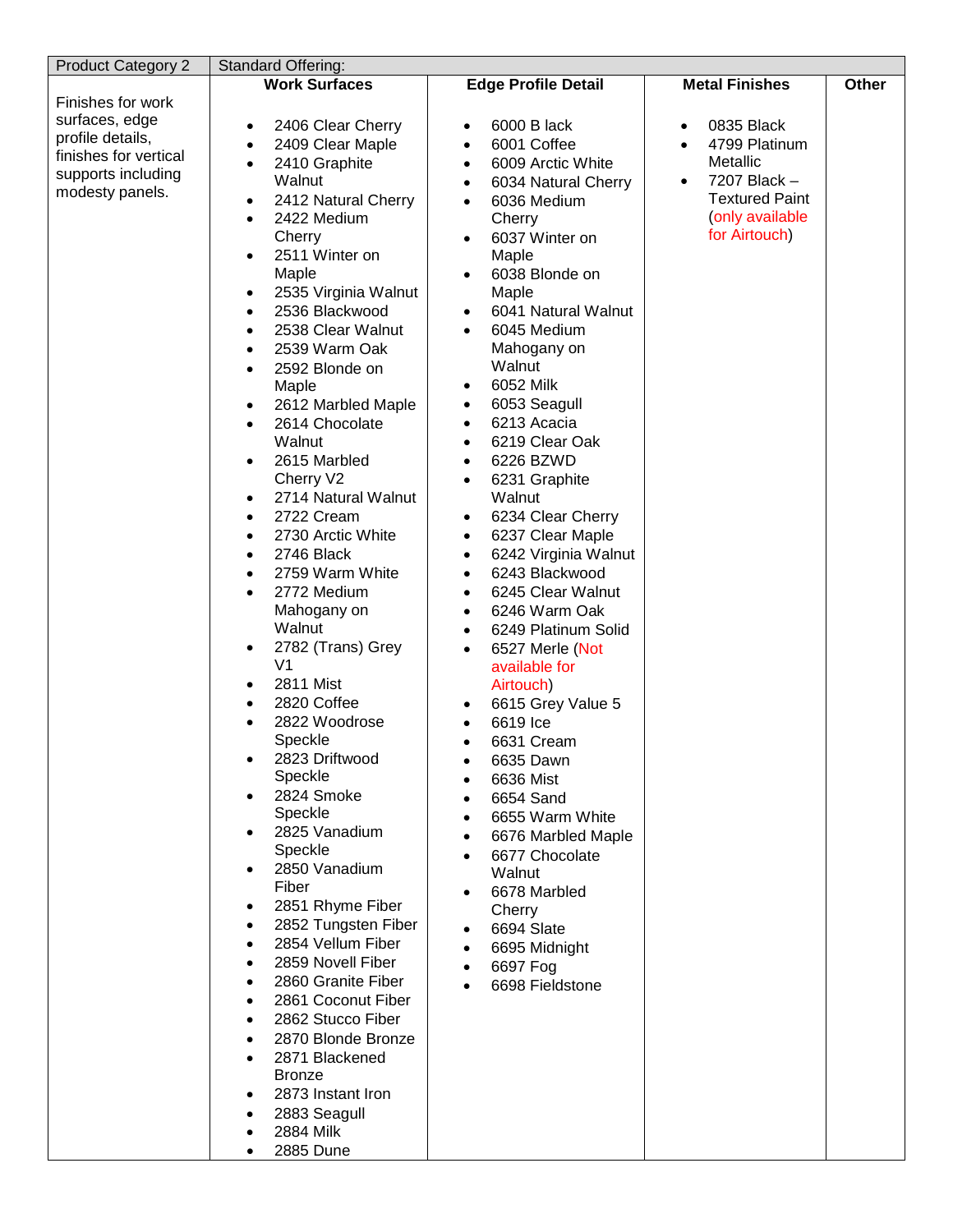| Product Category 2 | Standard Offering: | | | |
|---|---|---|---|---|
| | **Work Surfaces** | **Edge Profile Detail** | **Metal Finishes** | **Other** |
| Finishes for work surfaces, edge profile details, finishes for vertical supports including modesty panels. | • 2406 Clear Cherry<br>• 2409 Clear Maple<br>• 2410 Graphite Walnut<br>• 2412 Natural Cherry<br>• 2422 Medium Cherry<br>• 2511 Winter on Maple<br>• 2535 Virginia Walnut<br>• 2536 Blackwood<br>• 2538 Clear Walnut<br>• 2539 Warm Oak<br>• 2592 Blonde on Maple<br>• 2612 Marbled Maple<br>• 2614 Chocolate Walnut<br>• 2615 Marbled Cherry V2<br>• 2714 Natural Walnut<br>• 2722 Cream<br>• 2730 Arctic White<br>• 2746 Black<br>• 2759 Warm White<br>• 2772 Medium Mahogany on Walnut<br>• 2782 (Trans) Grey V1<br>• 2811 Mist<br>• 2820 Coffee<br>• 2822 Woodrose Speckle<br>• 2823 Driftwood Speckle<br>• 2824 Smoke Speckle<br>• 2825 Vanadium Speckle<br>• 2850 Vanadium Fiber<br>• 2851 Rhyme Fiber<br>• 2852 Tungsten Fiber<br>• 2854 Vellum Fiber<br>• 2859 Novell Fiber<br>• 2860 Granite Fiber<br>• 2861 Coconut Fiber<br>• 2862 Stucco Fiber<br>• 2870 Blonde Bronze<br>• 2871 Blackened Bronze<br>• 2873 Instant Iron<br>• 2883 Seagull<br>• 2884 Milk<br>• 2885 Dune | • 6000 B lack<br>• 6001 Coffee<br>• 6009 Arctic White<br>• 6034 Natural Cherry<br>• 6036 Medium Cherry<br>• 6037 Winter on Maple<br>• 6038 Blonde on Maple<br>• 6041 Natural Walnut<br>• 6045 Medium Mahogany on Walnut<br>• 6052 Milk<br>• 6053 Seagull<br>• 6213 Acacia<br>• 6219 Clear Oak<br>• 6226 BZWD<br>• 6231 Graphite Walnut<br>• 6234 Clear Cherry<br>• 6237 Clear Maple<br>• 6242 Virginia Walnut<br>• 6243 Blackwood<br>• 6245 Clear Walnut<br>• 6246 Warm Oak<br>• 6249 Platinum Solid<br>• 6527 Merle (Not available for Airtouch)<br>• 6615 Grey Value 5<br>• 6619 Ice<br>• 6631 Cream<br>• 6635 Dawn<br>• 6636 Mist<br>• 6654 Sand<br>• 6655 Warm White<br>• 6676 Marbled Maple<br>• 6677 Chocolate Walnut<br>• 6678 Marbled Cherry<br>• 6694 Slate<br>• 6695 Midnight<br>• 6697 Fog<br>• 6698 Fieldstone | • 0835 Black<br>• 4799 Platinum Metallic<br>• 7207 Black – Textured Paint (only available for Airtouch) | |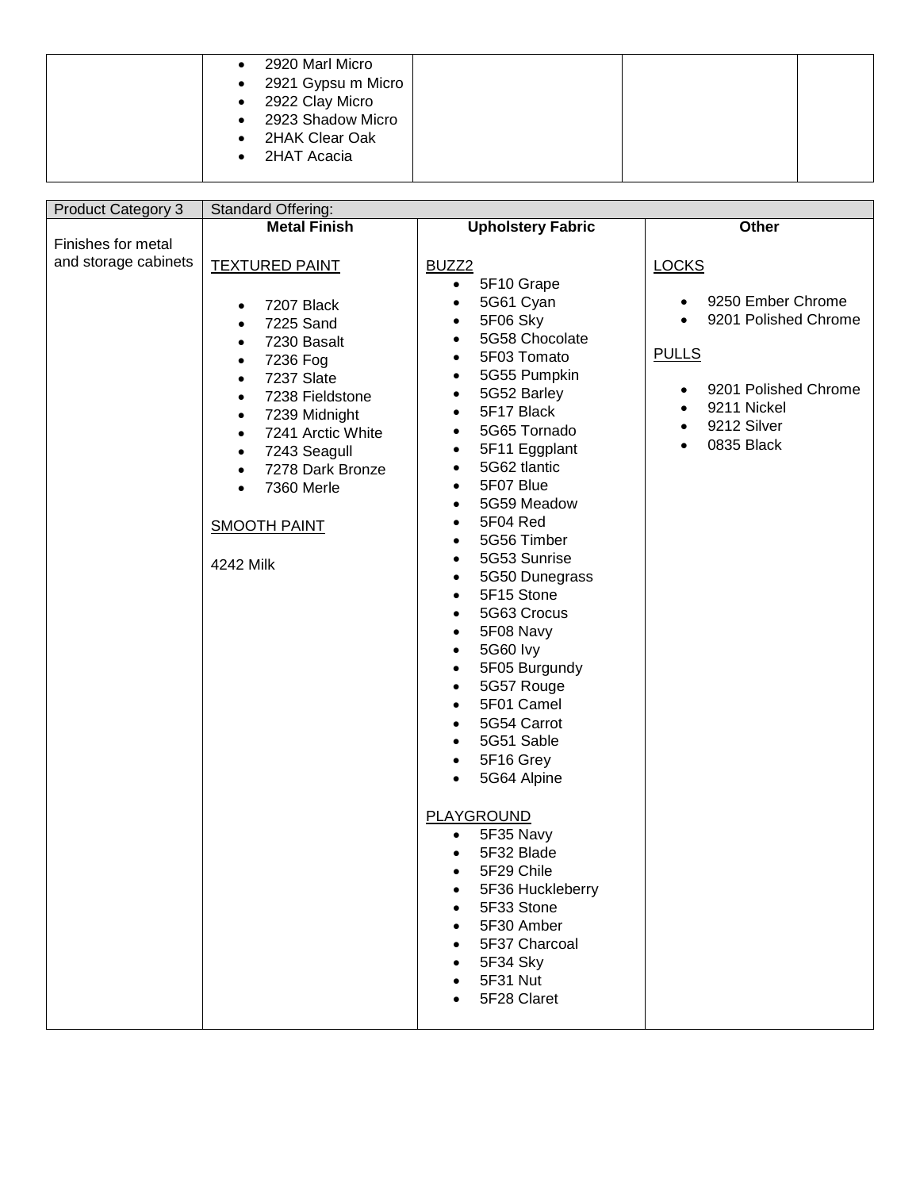| | • 2920 Marl Micro<br>• 2921 Gypsu m Micro<br>• 2922 Clay Micro<br>• 2923 Shadow Micro<br>• 2HAK Clear Oak<br>• 2HAT Acacia | | | |
|---|---|---|---|---|

| Product Category 3 | Standard Offering: | | |
|---|---|---|---|
| | **Metal Finish** | **Upholstery Fabric** | **Other** |
| Finishes for metal and storage cabinets | <u>TEXTURED PAINT</u><br><br>• 7207 Black<br>• 7225 Sand<br>• 7230 Basalt<br>• 7236 Fog<br>• 7237 Slate<br>• 7238 Fieldstone<br>• 7239 Midnight<br>• 7241 Arctic White<br>• 7243 Seagull<br>• 7278 Dark Bronze<br>• 7360 Merle<br><br><u>SMOOTH PAINT</u><br><br>4242 Milk | <u>BUZZ2</u><br>• 5F10 Grape<br>• 5G61 Cyan<br>• 5F06 Sky<br>• 5G58 Chocolate<br>• 5F03 Tomato<br>• 5G55 Pumpkin<br>• 5G52 Barley<br>• 5F17 Black<br>• 5G65 Tornado<br>• 5F11 Eggplant<br>• 5G62 tlantic<br>• 5F07 Blue<br>• 5G59 Meadow<br>• 5F04 Red<br>• 5G56 Timber<br>• 5G53 Sunrise<br>• 5G50 Dunegrass<br>• 5F15 Stone<br>• 5G63 Crocus<br>• 5F08 Navy<br>• 5G60 Ivy<br>• 5F05 Burgundy<br>• 5G57 Rouge<br>• 5F01 Camel<br>• 5G54 Carrot<br>• 5G51 Sable<br>• 5F16 Grey<br>• 5G64 Alpine<br><br><u>PLAYGROUND</u><br>• 5F35 Navy<br>• 5F32 Blade<br>• 5F29 Chile<br>• 5F36 Huckleberry<br>• 5F33 Stone<br>• 5F30 Amber<br>• 5F37 Charcoal<br>• 5F34 Sky<br>• 5F31 Nut<br>• 5F28 Claret | <u>LOCKS</u><br><br>• 9250 Ember Chrome<br>• 9201 Polished Chrome<br><br><u>PULLS</u><br><br>• 9201 Polished Chrome<br>• 9211 Nickel<br>• 9212 Silver<br>• 0835 Black |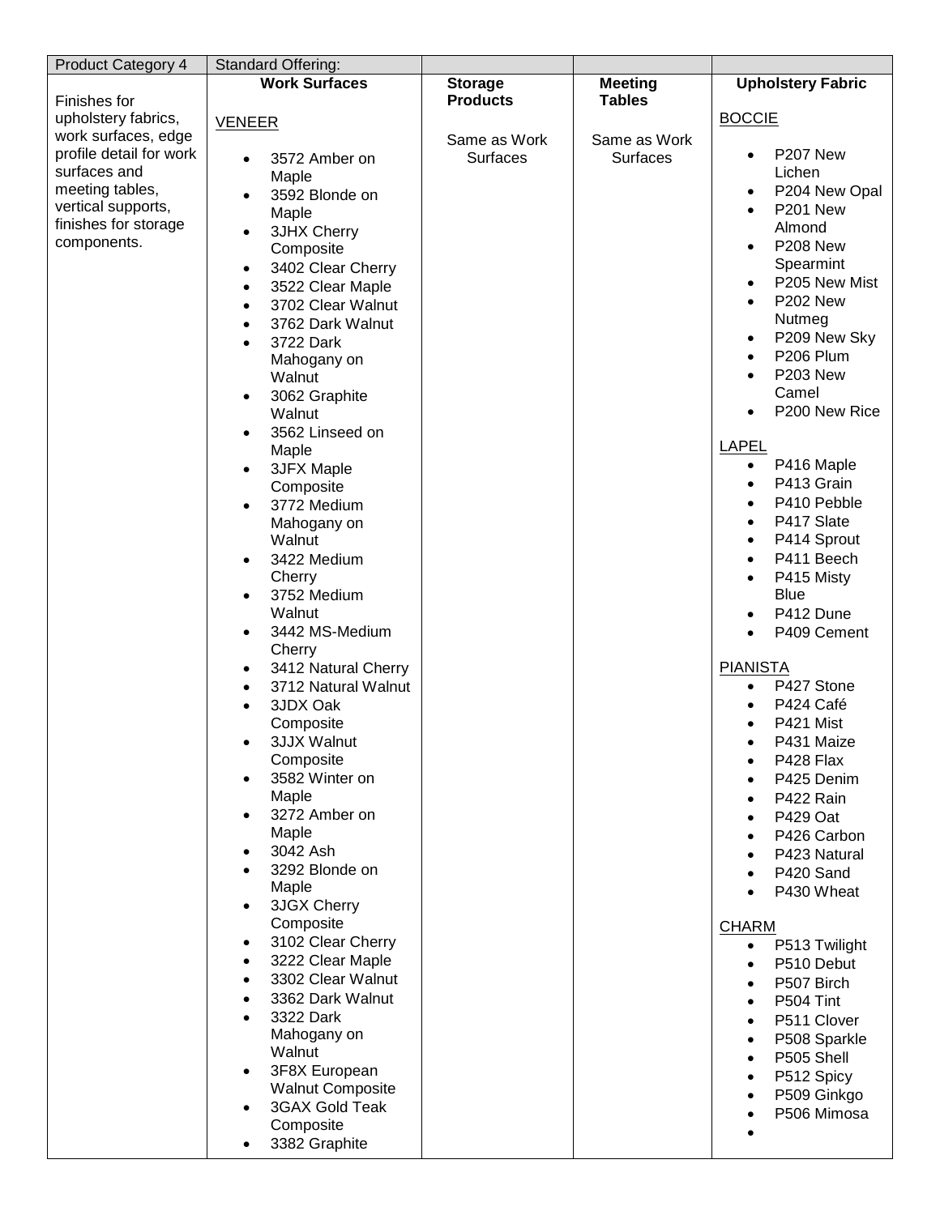| Product Category 4 | Standard Offering: | | | |
|---|---|---|---|---|
| Finishes for upholstery fabrics, work surfaces, edge profile detail for work surfaces and meeting tables, vertical supports, finishes for storage components. | **Work Surfaces**<br><br>VENEER<br>• 3572 Amber on Maple<br>• 3592 Blonde on Maple<br>• 3JHX Cherry Composite<br>• 3402 Clear Cherry<br>• 3522 Clear Maple<br>• 3702 Clear Walnut<br>• 3762 Dark Walnut<br>• 3722 Dark Mahogany on Walnut<br>• 3062 Graphite Walnut<br>• 3562 Linseed on Maple<br>• 3JFX Maple Composite<br>• 3772 Medium Mahogany on Walnut<br>• 3422 Medium Cherry<br>• 3752 Medium Walnut<br>• 3442 MS-Medium Cherry<br>• 3412 Natural Cherry<br>• 3712 Natural Walnut<br>• 3JDX Oak Composite<br>• 3JJX Walnut Composite<br>• 3582 Winter on Maple<br>• 3272 Amber on Maple<br>• 3042 Ash<br>• 3292 Blonde on Maple<br>• 3JGX Cherry Composite<br>• 3102 Clear Cherry<br>• 3222 Clear Maple<br>• 3302 Clear Walnut<br>• 3362 Dark Walnut<br>• 3322 Dark Mahogany on Walnut<br>• 3F8X European Walnut Composite<br>• 3GAX Gold Teak Composite<br>• 3382 Graphite | **Storage Products**<br><br>Same as Work Surfaces | **Meeting Tables**<br><br>Same as Work Surfaces | **Upholstery Fabric**<br><br>BOCCIE<br>• P207 New Lichen<br>• P204 New Opal<br>• P201 New Almond<br>• P208 New Spearmint<br>• P205 New Mist<br>• P202 New Nutmeg<br>• P209 New Sky<br>• P206 Plum<br>• P203 New Camel<br>• P200 New Rice<br><br>LAPEL<br>• P416 Maple<br>• P413 Grain<br>• P410 Pebble<br>• P417 Slate<br>• P414 Sprout<br>• P411 Beech<br>• P415 Misty Blue<br>• P412 Dune<br>• P409 Cement<br><br>PIANISTA<br>• P427 Stone<br>• P424 Café<br>• P421 Mist<br>• P431 Maize<br>• P428 Flax<br>• P425 Denim<br>• P422 Rain<br>• P429 Oat<br>• P426 Carbon<br>• P423 Natural<br>• P420 Sand<br>• P430 Wheat<br><br>CHARM<br>• P513 Twilight<br>• P510 Debut<br>• P507 Birch<br>• P504 Tint<br>• P511 Clover<br>• P508 Sparkle<br>• P505 Shell<br>• P512 Spicy<br>• P509 Ginkgo<br>• P506 Mimosa<br>• |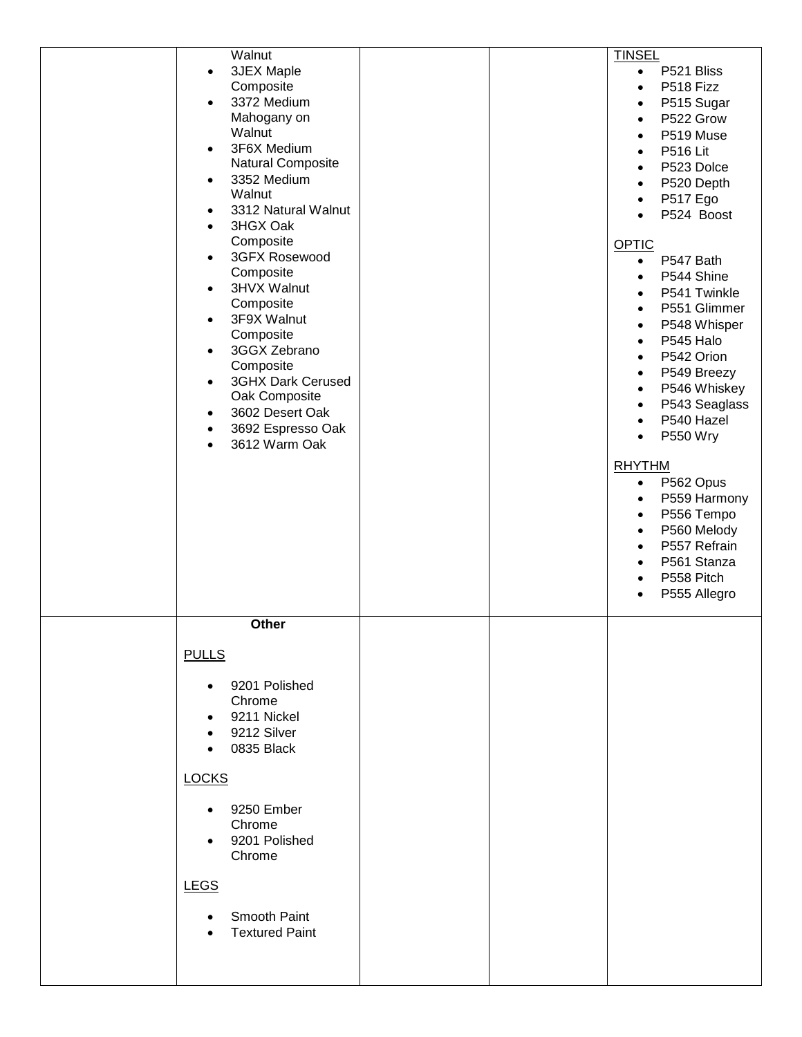| | | | | |
|---|---|---|---|---|
| | Walnut<br>• 3JEX Maple Composite<br>• 3372 Medium Mahogany on Walnut<br>• 3F6X Medium Natural Composite<br>• 3352 Medium Walnut<br>• 3312 Natural Walnut<br>• 3HGX Oak Composite<br>• 3GFX Rosewood Composite<br>• 3HVX Walnut Composite<br>• 3F9X Walnut Composite<br>• 3GGX Zebrano Composite<br>• 3GHX Dark Cerused Oak Composite<br>• 3602 Desert Oak<br>• 3692 Espresso Oak<br>• 3612 Warm Oak | | | <u>TINSEL</u><br>• P521 Bliss<br>• P518 Fizz<br>• P515 Sugar<br>• P522 Grow<br>• P519 Muse<br>• P516 Lit<br>• P523 Dolce<br>• P520 Depth<br>• P517 Ego<br>• P524 Boost<br><br><u>OPTIC</u><br>• P547 Bath<br>• P544 Shine<br>• P541 Twinkle<br>• P551 Glimmer<br>• P548 Whisper<br>• P545 Halo<br>• P542 Orion<br>• P549 Breezy<br>• P546 Whiskey<br>• P543 Seaglass<br>• P540 Hazel<br>• P550 Wry<br><br><u>RHYTHM</u><br>• P562 Opus<br>• P559 Harmony<br>• P556 Tempo<br>• P560 Melody<br>• P557 Refrain<br>• P561 Stanza<br>• P558 Pitch<br>• P555 Allegro |
| | **Other**<br><br><u>PULLS</u><br>• 9201 Polished Chrome<br>• 9211 Nickel<br>• 9212 Silver<br>• 0835 Black<br><br><u>LOCKS</u><br>• 9250 Ember Chrome<br>• 9201 Polished Chrome<br><br><u>LEGS</u><br>• Smooth Paint<br>• Textured Paint | | | |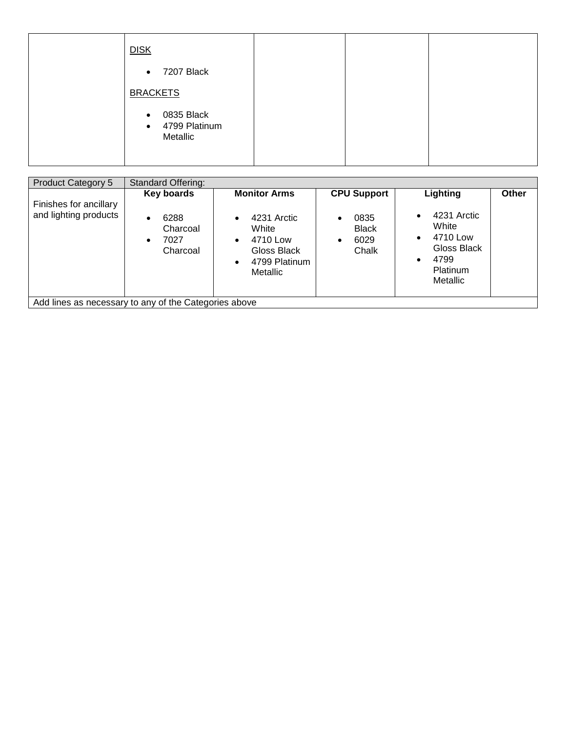| | | | | |
|---|---|---|---|---|
| | DISK<br><br>• 7207 Black<br><br>BRACKETS<br><br>• 0835 Black<br>• 4799 Platinum Metallic | | | |

| Product Category 5 | Standard Offering: | | | | |
|---|---|---|---|---|---|
| Finishes for ancillary and lighting products | **Key boards**<br><br>• 6288 Charcoal<br>• 7027 Charcoal | **Monitor Arms**<br><br>• 4231 Arctic White<br>• 4710 Low Gloss Black<br>• 4799 Platinum Metallic | **CPU Support**<br><br>• 0835 Black<br>• 6029 Chalk | **Lighting**<br><br>• 4231 Arctic White<br>• 4710 Low Gloss Black<br>• 4799 Platinum Metallic | **Other** |
| Add lines as necessary to any of the Categories above | | | | | |